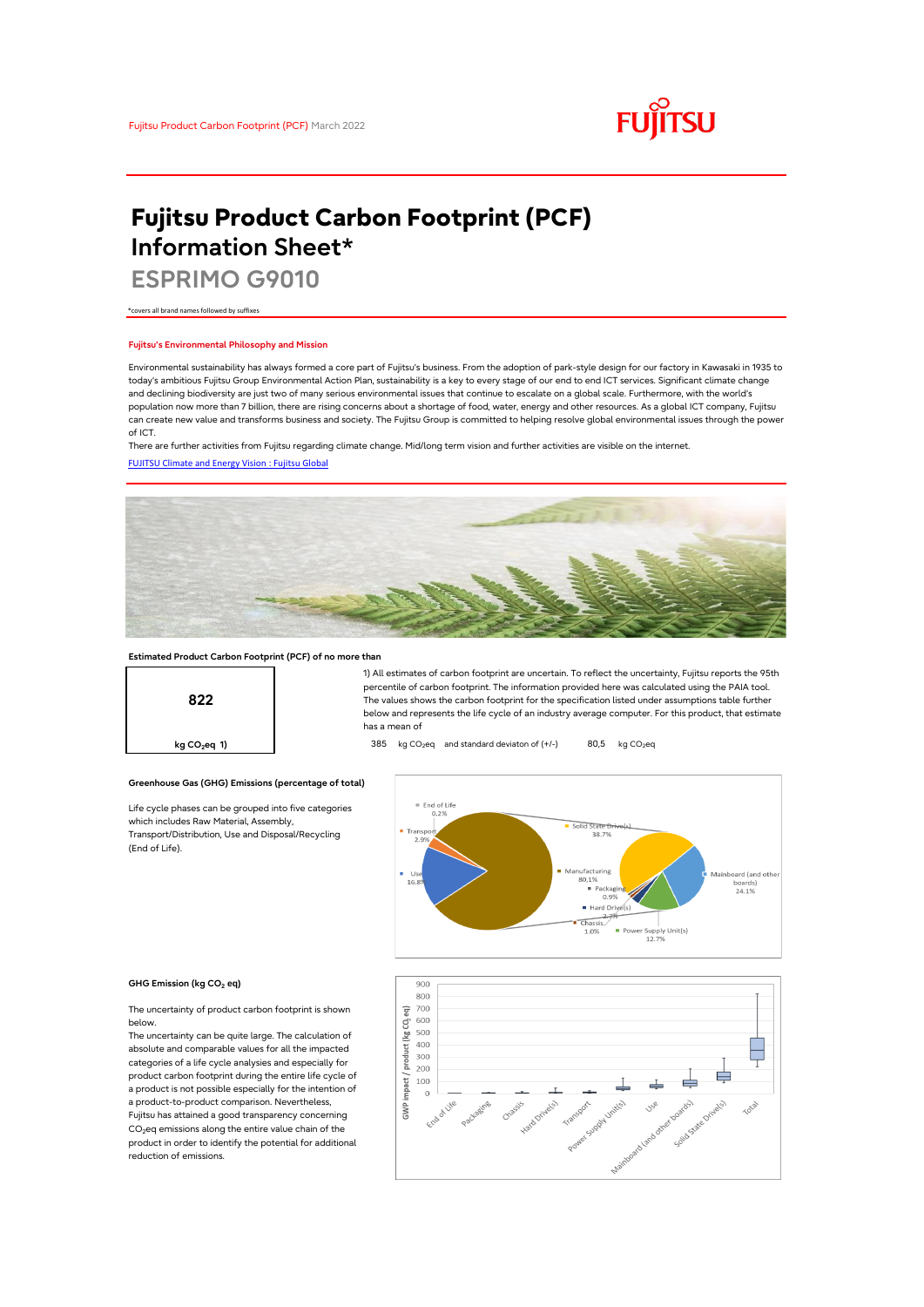# Fujitsu Product Carbon Footprint (PCF) Information Sheet*

## ESPRIMO G9010

*covers all brand names followed by suffixes

### Fujitsu's Environmental Philosophy and Mission

Environmental sustainability has always formed a core part of Fujitsu's business. From the adoption of park-style design for our factory in Kawasaki in 1935 to today's ambitious Fujitsu Group Environmental Action Plan, sustainability is a key to every stage of our end to end ICT services. Significant climate change and declining biodiversity are just two of many serious environmental issues that continue to escalate on a global scale. Furthermore, with the world's population now more than 7 billion, there are rising concerns about a shortage of food, water, energy and other resources. As a global ICT company, Fujitsu can create new value and transforms business and society. The Fujitsu Group is committed to helping resolve global environmental issues through the power of ICT.

There are further activities from Fujitsu regarding climate change. Mid/long term vision and further activities are visible on the internet.

[FUJITSU Climate and Energy Vision : Fujitsu Global]

### Estimated Product Carbon Footprint (PCF) of no more than

**822**

kg $CO_2$eq 1)

1) All estimates of carbon footprint are uncertain. To reflect the uncertainty, Fujitsu reports the 95th percentile of carbon footprint. The information provided here was calculated using the PAIA tool. The values shows the carbon footprint for the specification listed under assumptions table further below and represents the life cycle of an industry average computer. For this product, that estimate has a mean of

385 kg $CO_2$eq and standard deviaton of (+/-) 80,5 kg $CO_2$eq

### Greenhouse Gas (GHG) Emissions (percentage of total)

Life cycle phases can be grouped into five categories which includes Raw Material, Assembly, Transport/Distribution, Use and Disposal/Recycling (End of Life).

| Life cycle phase | Share |
|---|---|
| End of Life | 0.2% |
| Transport | 2.9% |
| Use | 16.8% |
| Manufacturing | 80.1% |

| Manufacturing breakdown | Share |
|---|---|
| Solid State Drive(s) | 38.7% |
| Mainboard (and other boards) | 24.1% |
| Power Supply Unit(s) | 12.7% |
| Chassis | 1.0% |
| Hard Drive(s) | 2.7% |
| Packaging | 0.9% |

### GHG Emission (kg $CO_2$ eq)

The uncertainty of product carbon footprint is shown below.

The uncertainty can be quite large. The calculation of absolute and comparable values for all the impacted categories of a life cycle analysis and especially for product carbon footprint during the entire life cycle of a product is not possible especially for the intention of a product-to-product comparison. Nevertheless, Fujitsu has attained a good transparency concerning $CO_2$eq emissions along the entire value chain of the product in order to identify the potential for additional reduction of emissions.

(Box plot: GWP impact / product (kg $CO_2$ eq), 0–900, for End of Life, Packaging, Chassis, Hard Drive(s), Transport, Power Supply Unit(s), Use, Mainboard (and other boards), Solid State Drive(s), Total)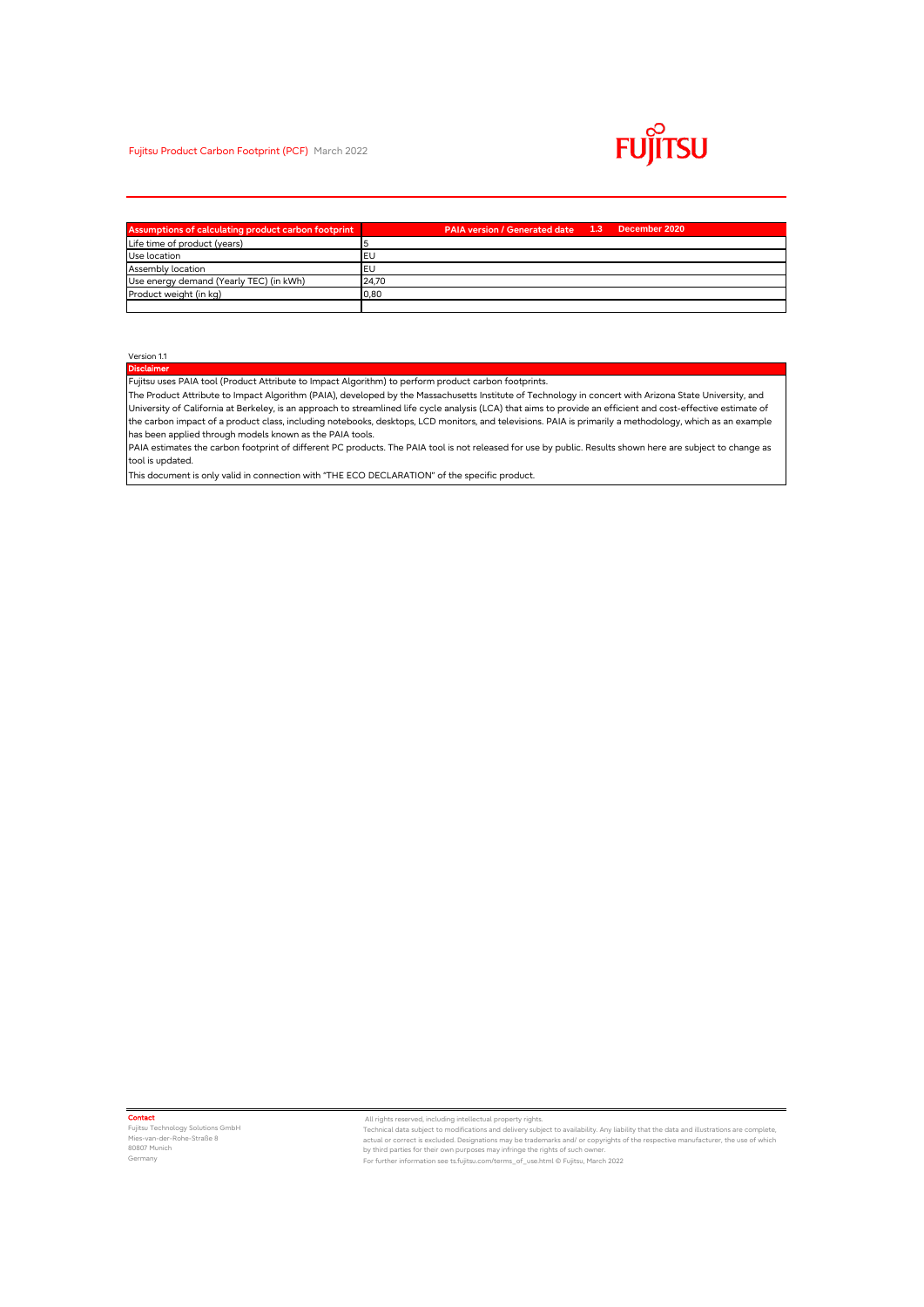Fujitsu Product Carbon Footprint (PCF) March 2022

| Assumptions of calculating product carbon footprint | PAIA version / Generated date 1.3 December 2020 |
| --- | --- |
| Life time of product (years) | 5 |
| Use location | EU |
| Assembly location | EU |
| Use energy demand (Yearly TEC) (in kWh) | 24,70 |
| Product weight (in kg) | 0,80 |
| | |

Version 1.1

**Disclaimer**

Fujitsu uses PAIA tool (Product Attribute to Impact Algorithm) to perform product carbon footprints.

The Product Attribute to Impact Algorithm (PAIA), developed by the Massachusetts Institute of Technology in concert with Arizona State University, and University of California at Berkeley, is an approach to streamlined life cycle analysis (LCA) that aims to provide an efficient and cost-effective estimate of the carbon impact of a product class, including notebooks, desktops, LCD monitors, and televisions. PAIA is primarily a methodology, which as an example has been applied through models known as the PAIA tools.

PAIA estimates the carbon footprint of different PC products. The PAIA tool is not released for use by public. Results shown here are subject to change as tool is updated.

This document is only valid in connection with "THE ECO DECLARATION" of the specific product.

**Contact**
Fujitsu Technology Solutions GmbH
Mies-van-der-Rohe-Straße 8
80807 Munich
Germany

All rights reserved, including intellectual property rights.
Technical data subject to modifications and delivery subject to availability. Any liability that the data and illustrations are complete, actual or correct is excluded. Designations may be trademarks and/ or copyrights of the respective manufacturer, the use of which by third parties for their own purposes may infringe the rights of such owner.
For further information see ts.fujitsu.com/terms_of_use.html © Fujitsu, March 2022